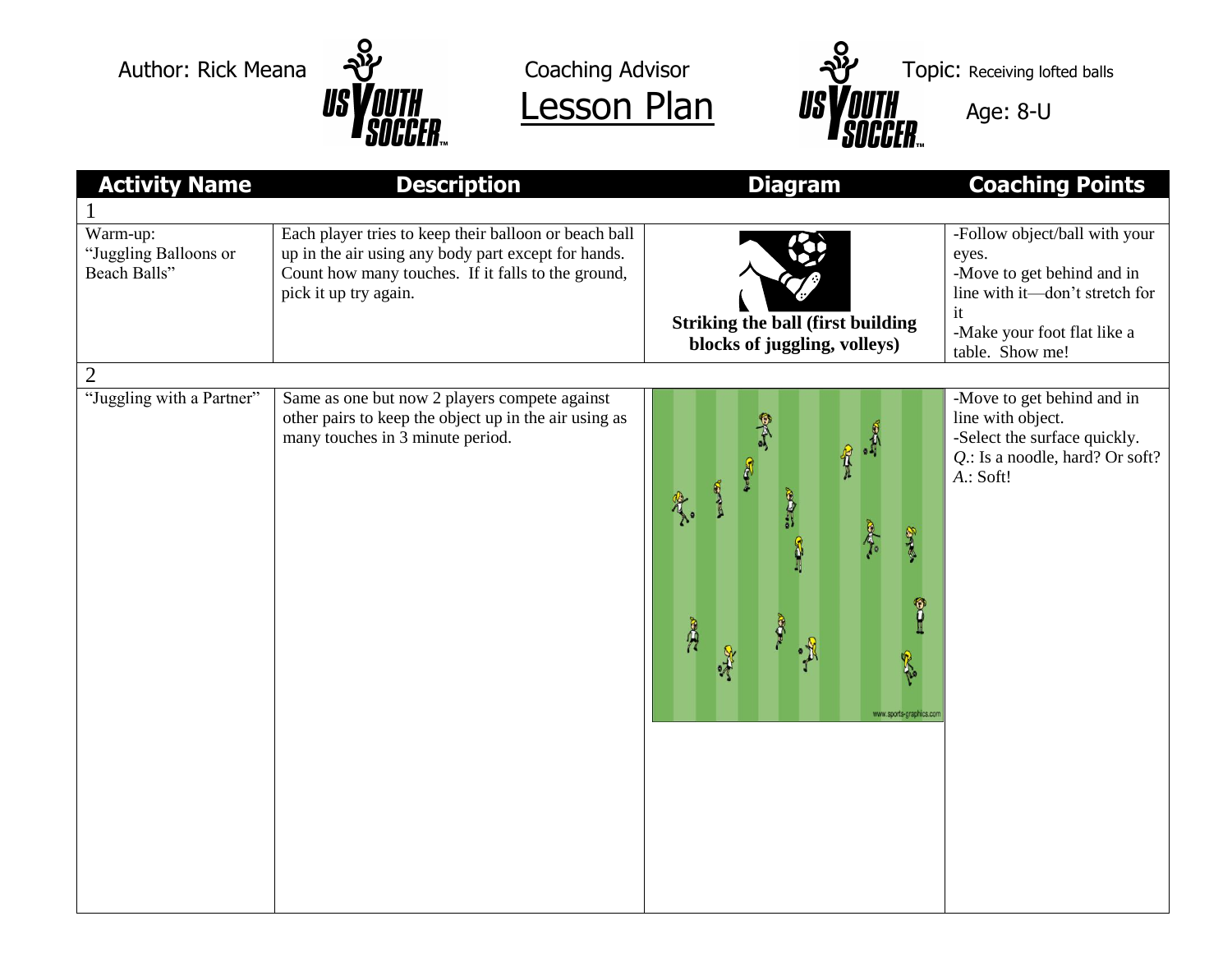Author: Rick Meana

Coaching Advisor

# Lesson Plan

Topic: Receiving lofted balls

Age: 8-U

| Activity Name | Description | Diagram | Coaching Points |
|---|---|---|---|
| 1 | | | |
| Warm-up: "Juggling Balloons or Beach Balls" | Each player tries to keep their balloon or beach ball up in the air using any body part except for hands. Count how many touches. If it falls to the ground, pick it up try again. | **Striking the ball (first building blocks of juggling, volleys)** | -Follow object/ball with your eyes.<br>-Move to get behind and in line with it—don't stretch for it<br>-Make your foot flat like a table. Show me! |
| 2 | | | |
| "Juggling with a Partner" | Same as one but now 2 players compete against other pairs to keep the object up in the air using as many touches in 3 minute period. | www.sports-graphics.com | -Move to get behind and in line with object.<br>-Select the surface quickly.<br>*Q.*: Is a noodle, hard? Or soft?<br>*A.*: Soft! |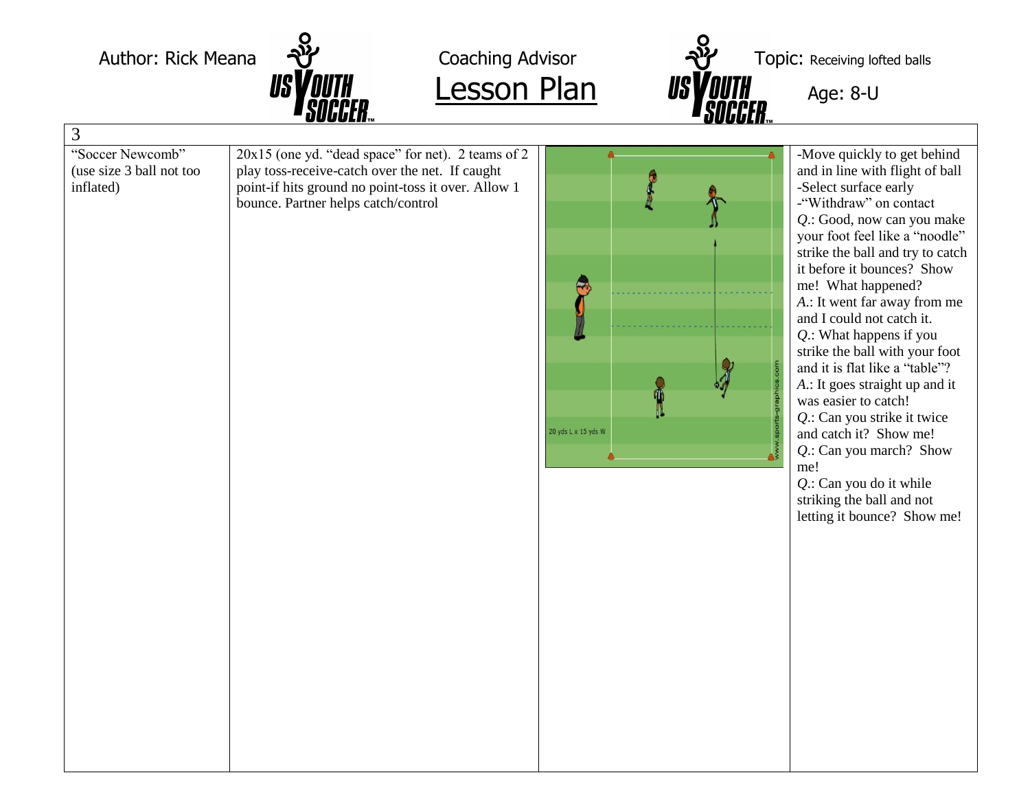Author: Rick Meana

# Coaching Advisor Lesson Plan

Topic: Receiving lofted balls

Age: 8-U

| 3 | | | |
|---|---|---|---|
| "Soccer Newcomb" (use size 3 ball not too inflated) | 20x15 (one yd. "dead space" for net). 2 teams of 2 play toss-receive-catch over the net. If caught point-if hits ground no point-toss it over. Allow 1 bounce. Partner helps catch/control | 20 yds L x 15 yds W | -Move quickly to get behind and in line with flight of ball<br>-Select surface early<br>-"Withdraw" on contact<br>*Q*.: Good, now can you make your foot feel like a "noodle" strike the ball and try to catch it before it bounces? Show me! What happened?<br>*A*.: It went far away from me and I could not catch it.<br>*Q*.: What happens if you strike the ball with your foot and it is flat like a "table"?<br>*A*.: It goes straight up and it was easier to catch!<br>*Q*.: Can you strike it twice and catch it? Show me!<br>*Q*.: Can you march? Show me!<br>*Q*.: Can you do it while striking the ball and not letting it bounce? Show me! |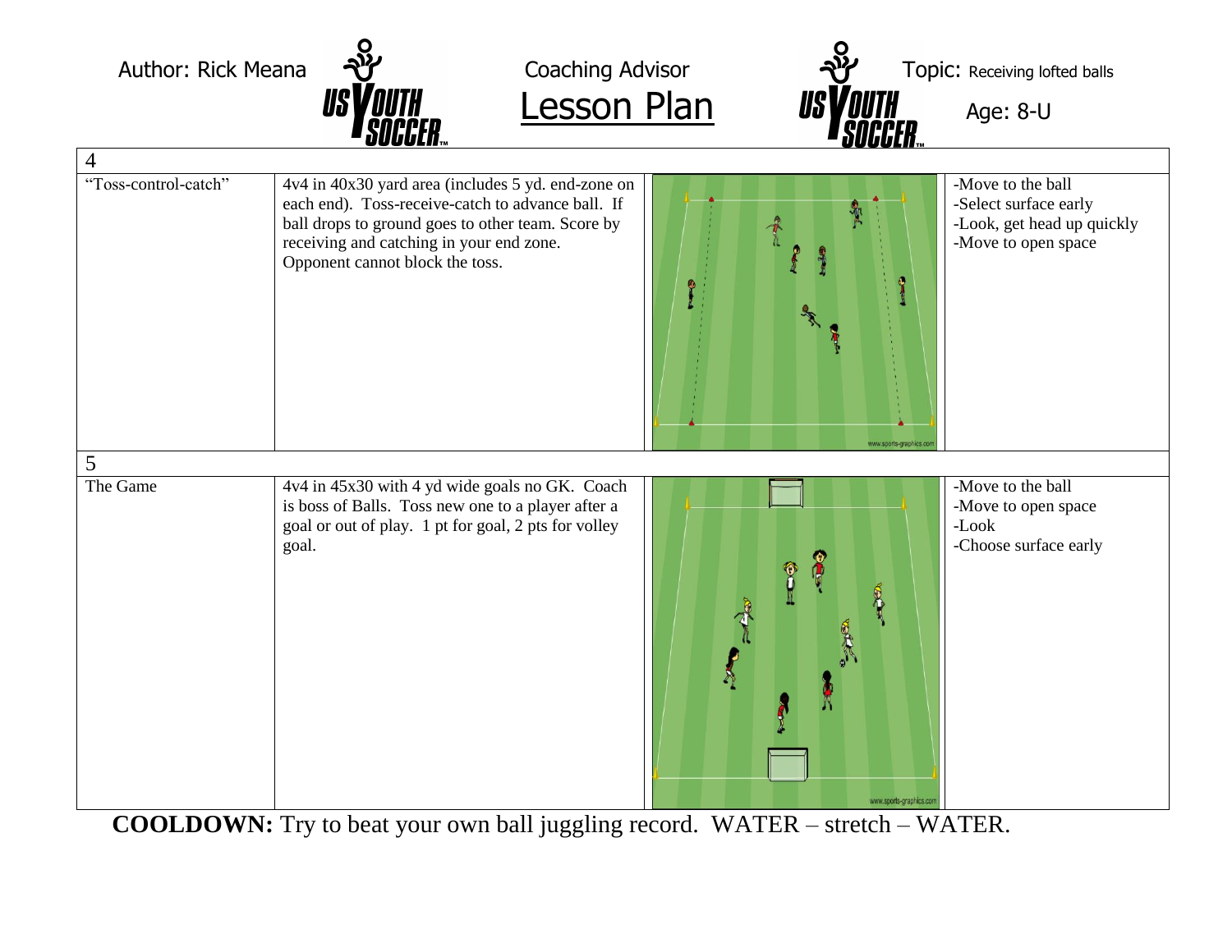Author: Rick Meana

Coaching Advisor

# Lesson Plan

Topic: Receiving lofted balls

Age: 8-U

| | | | |
|---|---|---|---|
| 4 | | | |
| "Toss-control-catch" | 4v4 in 40x30 yard area (includes 5 yd. end-zone on each end). Toss-receive-catch to advance ball. If ball drops to ground goes to other team. Score by receiving and catching in your end zone. Opponent cannot block the toss. | | -Move to the ball<br>-Select surface early<br>-Look, get head up quickly<br>-Move to open space |
| 5 | | | |
| The Game | 4v4 in 45x30 with 4 yd wide goals no GK. Coach is boss of Balls. Toss new one to a player after a goal or out of play. 1 pt for goal, 2 pts for volley goal. | | -Move to the ball<br>-Move to open space<br>-Look<br>-Choose surface early |

**COOLDOWN:** Try to beat your own ball juggling record. WATER – stretch – WATER.